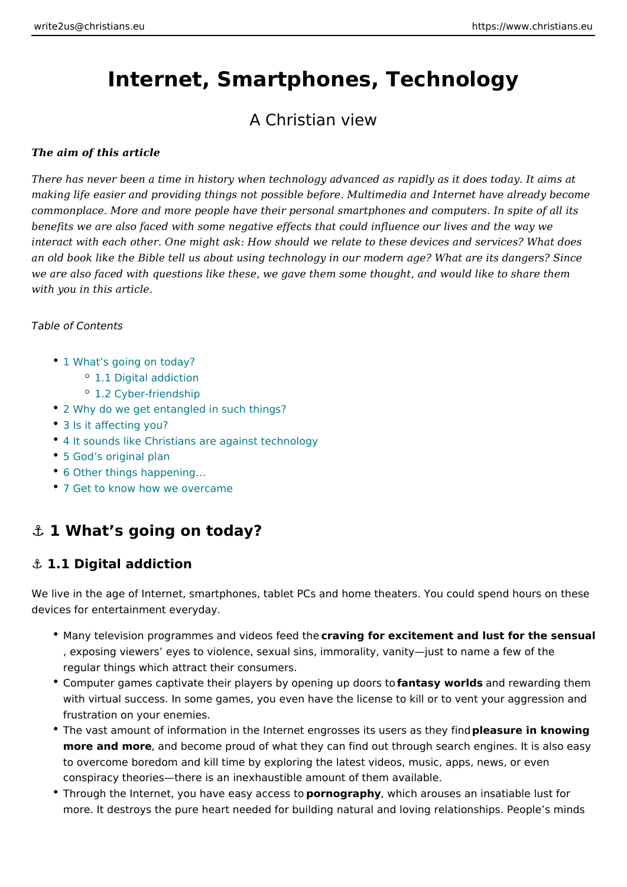# Internet, Smartphones, Technology

## A Christian view

***The aim of this article***

*There has never been a time in history when technology advanced as rapidly as it does today. It aims at making life easier and providing things not possible before. Multimedia and Internet have already become commonplace. More and more people have their personal smartphones and computers. In spite of all its benefits we are also faced with some negative effects that could influence our lives and the way we interact with each other. One might ask: How should we relate to these devices and services? What does an old book like the Bible tell us about using technology in our modern age? What are its dangers? Since we are also faced with questions like these, we gave them some thought, and would like to share them with you in this article.*

*Table of Contents*

- 1 What's going on today?
  - 1.1 Digital addiction
  - 1.2 Cyber-friendship
- 2 Why do we get entangled in such things?
- 3 Is it affecting you?
- 4 It sounds like Christians are against technology
- 5 God's original plan
- 6 Other things happening…
- 7 Get to know how we overcame

## ⚓ 1 What's going on today?

### ⚓ 1.1 Digital addiction

We live in the age of Internet, smartphones, tablet PCs and home theaters. You could spend hours on these devices for entertainment everyday.

- Many television programmes and videos feed the **craving for excitement and lust for the sensual**, exposing viewers' eyes to violence, sexual sins, immorality, vanity—just to name a few of the regular things which attract their consumers.
- Computer games captivate their players by opening up doors to **fantasy worlds** and rewarding them with virtual success. In some games, you even have the license to kill or to vent your aggression and frustration on your enemies.
- The vast amount of information in the Internet engrosses its users as they find **pleasure in knowing more and more**, and become proud of what they can find out through search engines. It is also easy to overcome boredom and kill time by exploring the latest videos, music, apps, news, or even conspiracy theories—there is an inexhaustible amount of them available.
- Through the Internet, you have easy access to **pornography**, which arouses an insatiable lust for more. It destroys the pure heart needed for building natural and loving relationships. People's minds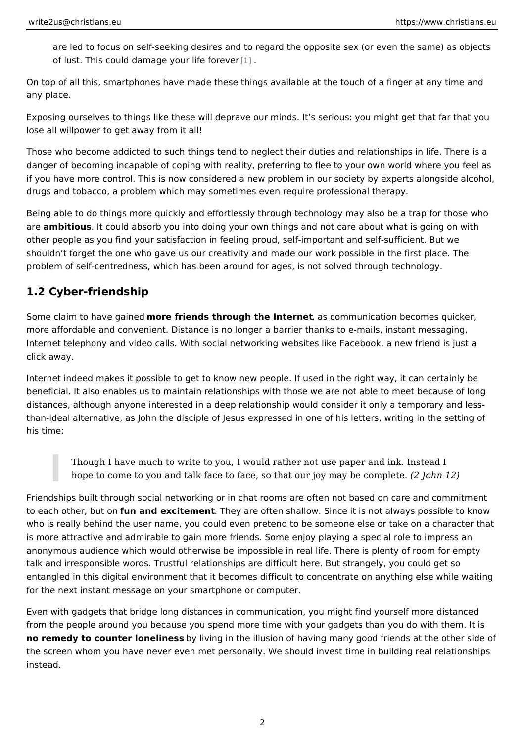are led to focus on self-seeking desires and to regard the opposite sex (or even the same) as objects of lust. This could damage your life forever [1] .

On top of all this, smartphones have made these things available at the touch of a finger at any time and any place.

Exposing ourselves to things like these will deprave our minds. It's serious: you might get that far that you lose all willpower to get away from it all!

Those who become addicted to such things tend to neglect their duties and relationships in life. There is a danger of becoming incapable of coping with reality, preferring to flee to your own world where you feel as if you have more control. This is now considered a new problem in our society by experts alongside alcohol, drugs and tobacco, a problem which may sometimes even require professional therapy.

Being able to do things more quickly and effortlessly through technology may also be a trap for those who are **ambitious**. It could absorb you into doing your own things and not care about what is going on with other people as you find your satisfaction in feeling proud, self-important and self-sufficient. But we shouldn't forget the one who gave us our creativity and made our work possible in the first place. The problem of self-centredness, which has been around for ages, is not solved through technology.

## 1.2 Cyber-friendship

Some claim to have gained **more friends through the Internet**, as communication becomes quicker, more affordable and convenient. Distance is no longer a barrier thanks to e-mails, instant messaging, Internet telephony and video calls. With social networking websites like Facebook, a new friend is just a click away.

Internet indeed makes it possible to get to know new people. If used in the right way, it can certainly be beneficial. It also enables us to maintain relationships with those we are not able to meet because of long distances, although anyone interested in a deep relationship would consider it only a temporary and less-than-ideal alternative, as John the disciple of Jesus expressed in one of his letters, writing in the setting of his time:

> Though I have much to write to you, I would rather not use paper and ink. Instead I hope to come to you and talk face to face, so that our joy may be complete. *(2 John 12)*

Friendships built through social networking or in chat rooms are often not based on care and commitment to each other, but on **fun and excitement**. They are often shallow. Since it is not always possible to know who is really behind the user name, you could even pretend to be someone else or take on a character that is more attractive and admirable to gain more friends. Some enjoy playing a special role to impress an anonymous audience which would otherwise be impossible in real life. There is plenty of room for empty talk and irresponsible words. Trustful relationships are difficult here. But strangely, you could get so entangled in this digital environment that it becomes difficult to concentrate on anything else while waiting for the next instant message on your smartphone or computer.

Even with gadgets that bridge long distances in communication, you might find yourself more distanced from the people around you because you spend more time with your gadgets than you do with them. It is **no remedy to counter loneliness** by living in the illusion of having many good friends at the other side of the screen whom you have never even met personally. We should invest time in building real relationships instead.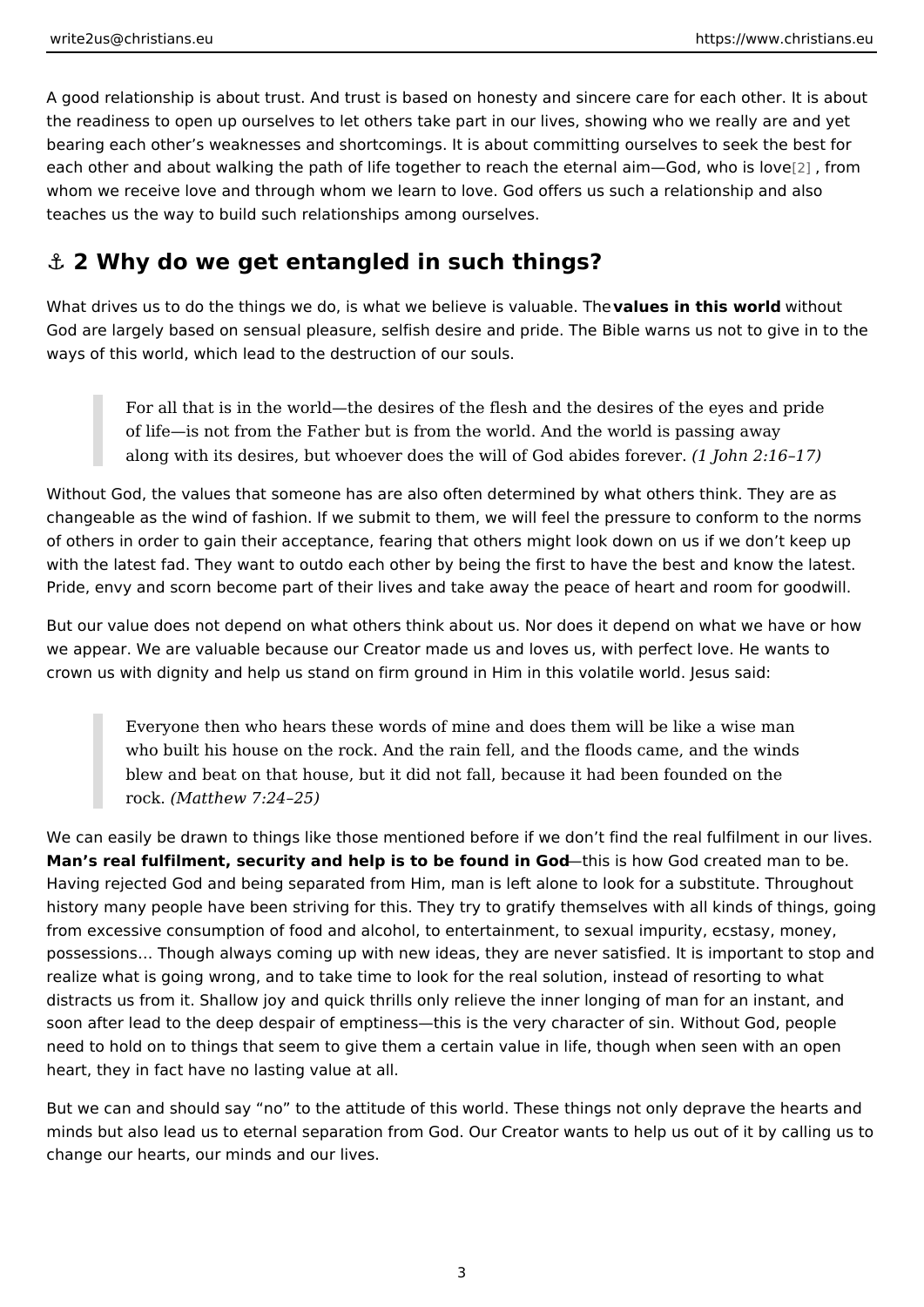A good relationship is about trust. And trust is based on honesty and sincere care for each other. It is about the readiness to open up ourselves to let others take part in our lives, showing who we really are and yet bearing each other's weaknesses and shortcomings. It is about committing ourselves to seek the best for each other and about walking the path of life together to reach the eternal aim—God, who is love[2], from whom we receive love and through whom we learn to love. God offers us such a relationship and also teaches us the way to build such relationships among ourselves.

## ⚓ 2 Why do we get entangled in such things?

What drives us to do the things we do, is what we believe is valuable. The **values in this world** without God are largely based on sensual pleasure, selfish desire and pride. The Bible warns us not to give in to the ways of this world, which lead to the destruction of our souls.

> For all that is in the world—the desires of the flesh and the desires of the eyes and pride of life—is not from the Father but is from the world. And the world is passing away along with its desires, but whoever does the will of God abides forever. *(1 John 2:16–17)*

Without God, the values that someone has are also often determined by what others think. They are as changeable as the wind of fashion. If we submit to them, we will feel the pressure to conform to the norms of others in order to gain their acceptance, fearing that others might look down on us if we don't keep up with the latest fad. They want to outdo each other by being the first to have the best and know the latest. Pride, envy and scorn become part of their lives and take away the peace of heart and room for goodwill.

But our value does not depend on what others think about us. Nor does it depend on what we have or how we appear. We are valuable because our Creator made us and loves us, with perfect love. He wants to crown us with dignity and help us stand on firm ground in Him in this volatile world. Jesus said:

> Everyone then who hears these words of mine and does them will be like a wise man who built his house on the rock. And the rain fell, and the floods came, and the winds blew and beat on that house, but it did not fall, because it had been founded on the rock. *(Matthew 7:24–25)*

We can easily be drawn to things like those mentioned before if we don't find the real fulfilment in our lives. **Man's real fulfilment, security and help is to be found in God**—this is how God created man to be. Having rejected God and being separated from Him, man is left alone to look for a substitute. Throughout history many people have been striving for this. They try to gratify themselves with all kinds of things, going from excessive consumption of food and alcohol, to entertainment, to sexual impurity, ecstasy, money, possessions… Though always coming up with new ideas, they are never satisfied. It is important to stop and realize what is going wrong, and to take time to look for the real solution, instead of resorting to what distracts us from it. Shallow joy and quick thrills only relieve the inner longing of man for an instant, and soon after lead to the deep despair of emptiness—this is the very character of sin. Without God, people need to hold on to things that seem to give them a certain value in life, though when seen with an open heart, they in fact have no lasting value at all.

But we can and should say "no" to the attitude of this world. These things not only deprave the hearts and minds but also lead us to eternal separation from God. Our Creator wants to help us out of it by calling us to change our hearts, our minds and our lives.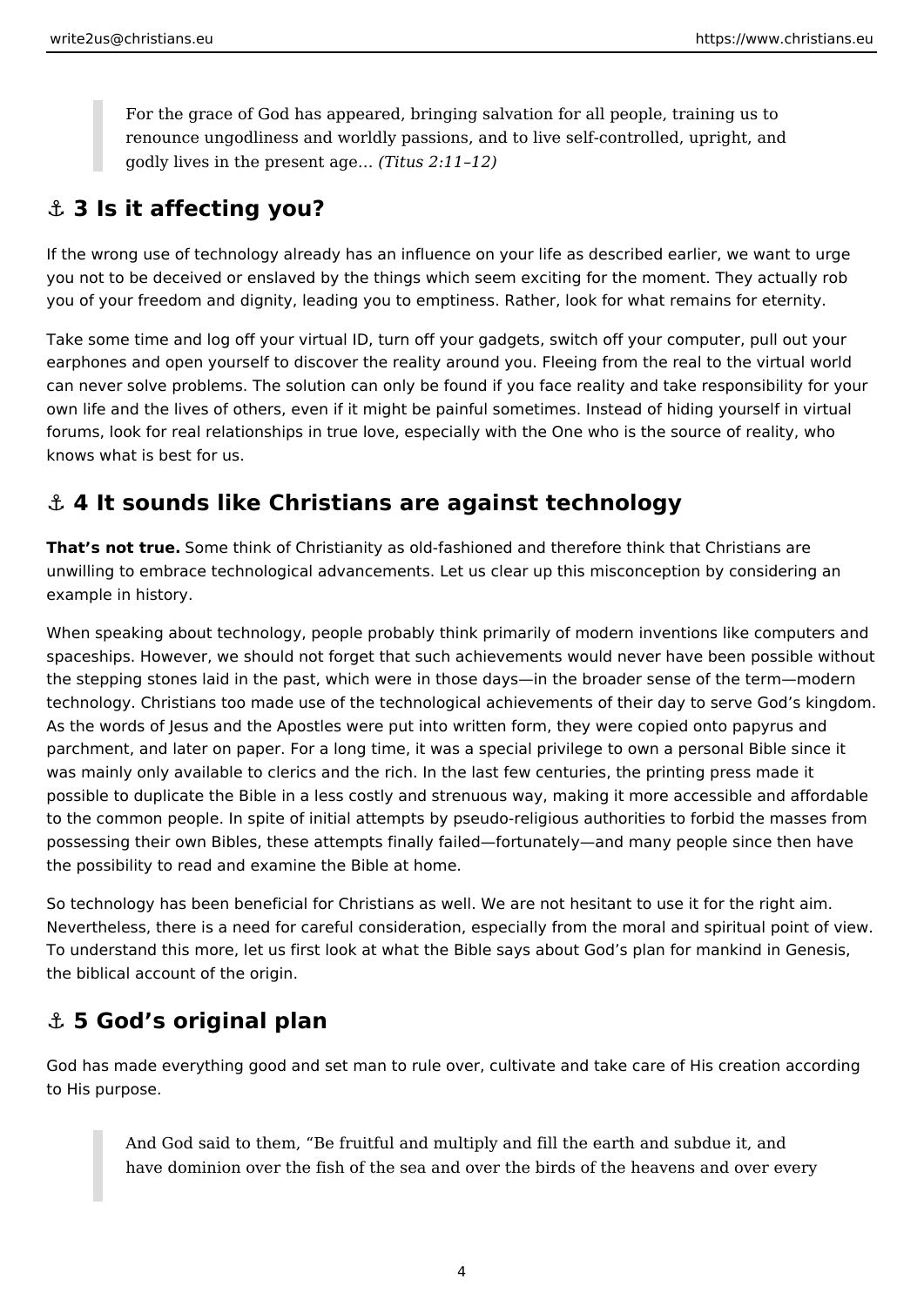> For the grace of God has appeared, bringing salvation for all people, training us to renounce ungodliness and worldly passions, and to live self-controlled, upright, and godly lives in the present age… *(Titus 2:11–12)*

## ⚓ 3 Is it affecting you?

If the wrong use of technology already has an influence on your life as described earlier, we want to urge you not to be deceived or enslaved by the things which seem exciting for the moment. They actually rob you of your freedom and dignity, leading you to emptiness. Rather, look for what remains for eternity.

Take some time and log off your virtual ID, turn off your gadgets, switch off your computer, pull out your earphones and open yourself to discover the reality around you. Fleeing from the real to the virtual world can never solve problems. The solution can only be found if you face reality and take responsibility for your own life and the lives of others, even if it might be painful sometimes. Instead of hiding yourself in virtual forums, look for real relationships in true love, especially with the One who is the source of reality, who knows what is best for us.

## ⚓ 4 It sounds like Christians are against technology

**That's not true.** Some think of Christianity as old-fashioned and therefore think that Christians are unwilling to embrace technological advancements. Let us clear up this misconception by considering an example in history.

When speaking about technology, people probably think primarily of modern inventions like computers and spaceships. However, we should not forget that such achievements would never have been possible without the stepping stones laid in the past, which were in those days—in the broader sense of the term—modern technology. Christians too made use of the technological achievements of their day to serve God's kingdom. As the words of Jesus and the Apostles were put into written form, they were copied onto papyrus and parchment, and later on paper. For a long time, it was a special privilege to own a personal Bible since it was mainly only available to clerics and the rich. In the last few centuries, the printing press made it possible to duplicate the Bible in a less costly and strenuous way, making it more accessible and affordable to the common people. In spite of initial attempts by pseudo-religious authorities to forbid the masses from possessing their own Bibles, these attempts finally failed—fortunately—and many people since then have the possibility to read and examine the Bible at home.

So technology has been beneficial for Christians as well. We are not hesitant to use it for the right aim. Nevertheless, there is a need for careful consideration, especially from the moral and spiritual point of view. To understand this more, let us first look at what the Bible says about God's plan for mankind in Genesis, the biblical account of the origin.

## ⚓ 5 God's original plan

God has made everything good and set man to rule over, cultivate and take care of His creation according to His purpose.

> And God said to them, "Be fruitful and multiply and fill the earth and subdue it, and have dominion over the fish of the sea and over the birds of the heavens and over every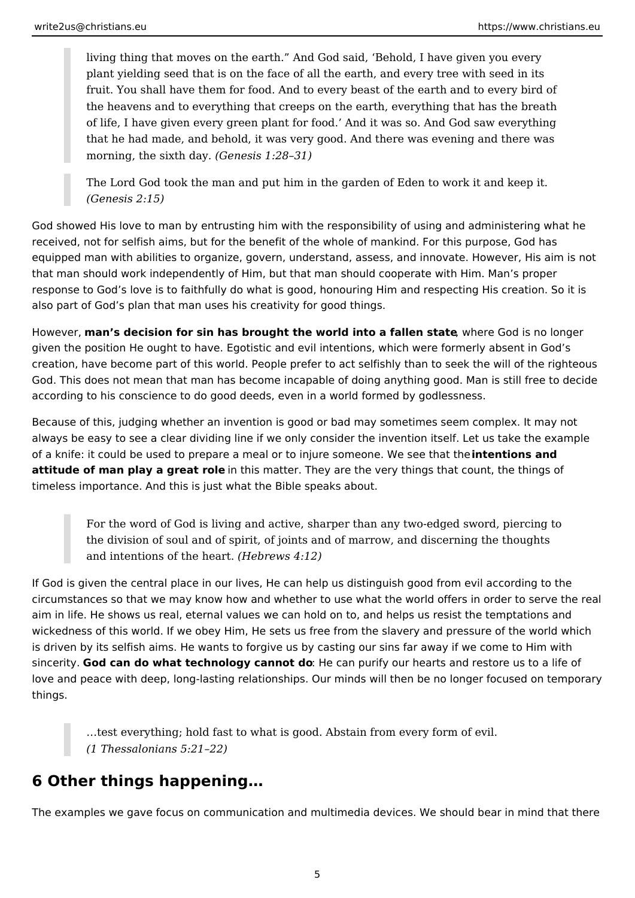> living thing that moves on the earth." And God said, 'Behold, I have given you every plant yielding seed that is on the face of all the earth, and every tree with seed in its fruit. You shall have them for food. And to every beast of the earth and to every bird of the heavens and to everything that creeps on the earth, everything that has the breath of life, I have given every green plant for food.' And it was so. And God saw everything that he had made, and behold, it was very good. And there was evening and there was morning, the sixth day. *(Genesis 1:28–31)*

> The Lord God took the man and put him in the garden of Eden to work it and keep it. *(Genesis 2:15)*

God showed His love to man by entrusting him with the responsibility of using and administering what he received, not for selfish aims, but for the benefit of the whole of mankind. For this purpose, God has equipped man with abilities to organize, govern, understand, assess, and innovate. However, His aim is not that man should work independently of Him, but that man should cooperate with Him. Man's proper response to God's love is to faithfully do what is good, honouring Him and respecting His creation. So it is also part of God's plan that man uses his creativity for good things.

However, **man's decision for sin has brought the world into a fallen state**, where God is no longer given the position He ought to have. Egotistic and evil intentions, which were formerly absent in God's creation, have become part of this world. People prefer to act selfishly than to seek the will of the righteous God. This does not mean that man has become incapable of doing anything good. Man is still free to decide according to his conscience to do good deeds, even in a world formed by godlessness.

Because of this, judging whether an invention is good or bad may sometimes seem complex. It may not always be easy to see a clear dividing line if we only consider the invention itself. Let us take the example of a knife: it could be used to prepare a meal or to injure someone. We see that the **intentions and attitude of man play a great role** in this matter. They are the very things that count, the things of timeless importance. And this is just what the Bible speaks about.

> For the word of God is living and active, sharper than any two-edged sword, piercing to the division of soul and of spirit, of joints and of marrow, and discerning the thoughts and intentions of the heart. *(Hebrews 4:12)*

If God is given the central place in our lives, He can help us distinguish good from evil according to the circumstances so that we may know how and whether to use what the world offers in order to serve the real aim in life. He shows us real, eternal values we can hold on to, and helps us resist the temptations and wickedness of this world. If we obey Him, He sets us free from the slavery and pressure of the world which is driven by its selfish aims. He wants to forgive us by casting our sins far away if we come to Him with sincerity. **God can do what technology cannot do**: He can purify our hearts and restore us to a life of love and peace with deep, long-lasting relationships. Our minds will then be no longer focused on temporary things.

> …test everything; hold fast to what is good. Abstain from every form of evil. *(1 Thessalonians 5:21–22)*

## 6 Other things happening…

The examples we gave focus on communication and multimedia devices. We should bear in mind that there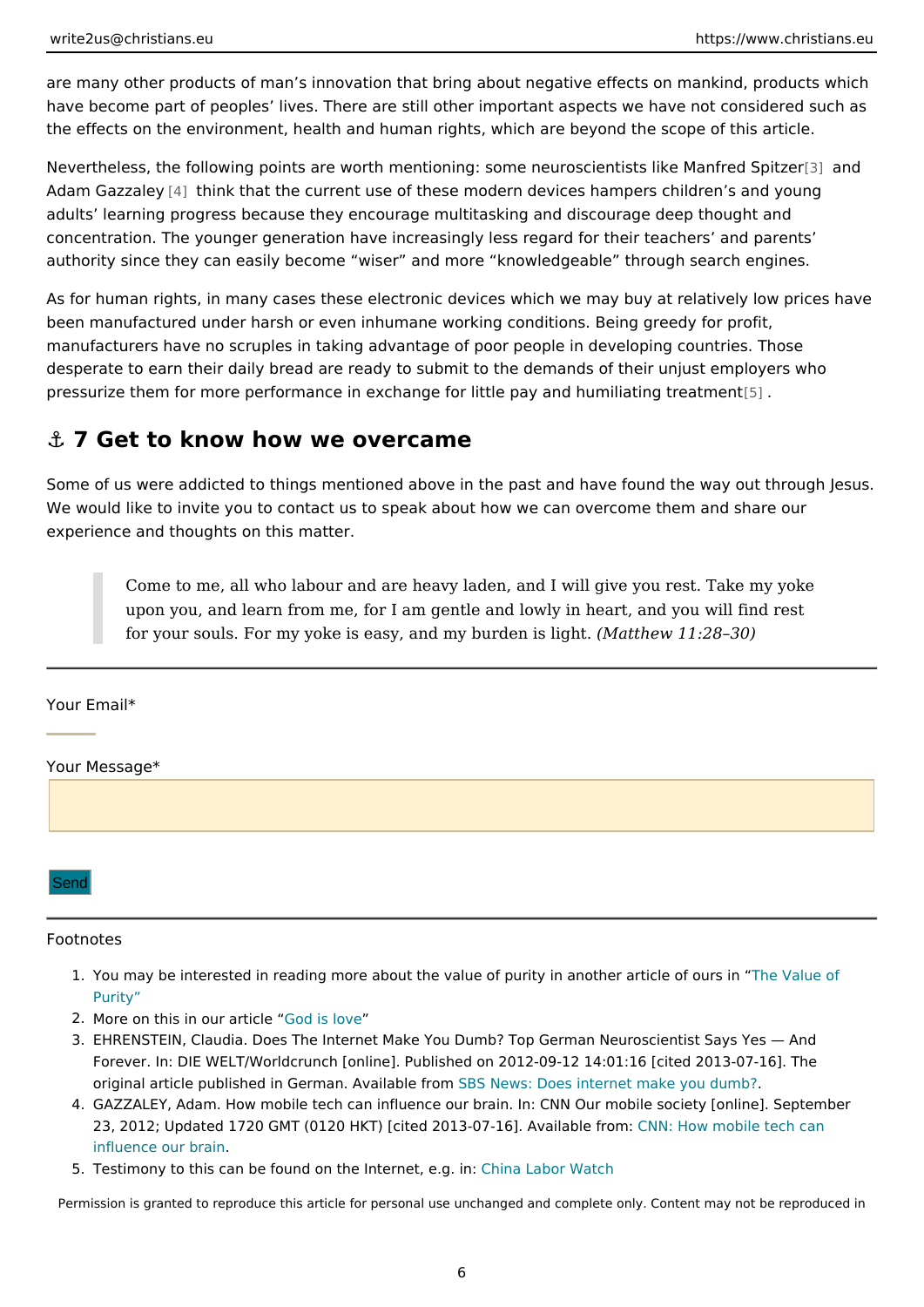are many other products of man's innovation that bring about negative effects on mankind, products which have become part of peoples' lives. There are still other important aspects we have not considered such as the effects on the environment, health and human rights, which are beyond the scope of this article.

Nevertheless, the following points are worth mentioning: some neuroscientists like Manfred Spitzer[3] and Adam Gazzaley[4] think that the current use of these modern devices hampers children's and young adults' learning progress because they encourage multitasking and discourage deep thought and concentration. The younger generation have increasingly less regard for their teachers' and parents' authority since they can easily become "wiser" and more "knowledgeable" through search engines.

As for human rights, in many cases these electronic devices which we may buy at relatively low prices have been manufactured under harsh or even inhumane working conditions. Being greedy for profit, manufacturers have no scruples in taking advantage of poor people in developing countries. Those desperate to earn their daily bread are ready to submit to the demands of their unjust employers who pressurize them for more performance in exchange for little pay and humiliating treatment[5].

## ⚓ 7 Get to know how we overcame

Some of us were addicted to things mentioned above in the past and have found the way out through Jesus. We would like to invite you to contact us to speak about how we can overcome them and share our experience and thoughts on this matter.

> Come to me, all who labour and are heavy laden, and I will give you rest. Take my yoke upon you, and learn from me, for I am gentle and lowly in heart, and you will find rest for your souls. For my yoke is easy, and my burden is light. *(Matthew 11:28–30)*

---

Your Email*

Your Message*

Send

---

Footnotes

1. You may be interested in reading more about the value of purity in another article of ours in "The Value of Purity"
2. More on this in our article "God is love"
3. EHRENSTEIN, Claudia. Does The Internet Make You Dumb? Top German Neuroscientist Says Yes — And Forever. In: DIE WELT/Worldcrunch [online]. Published on 2012-09-12 14:01:16 [cited 2013-07-16]. The original article published in German. Available from SBS News: Does internet make you dumb?.
4. GAZZALEY, Adam. How mobile tech can influence our brain. In: CNN Our mobile society [online]. September 23, 2012; Updated 1720 GMT (0120 HKT) [cited 2013-07-16]. Available from: CNN: How mobile tech can influence our brain.
5. Testimony to this can be found on the Internet, e.g. in: China Labor Watch

Permission is granted to reproduce this article for personal use unchanged and complete only. Content may not be reproduced in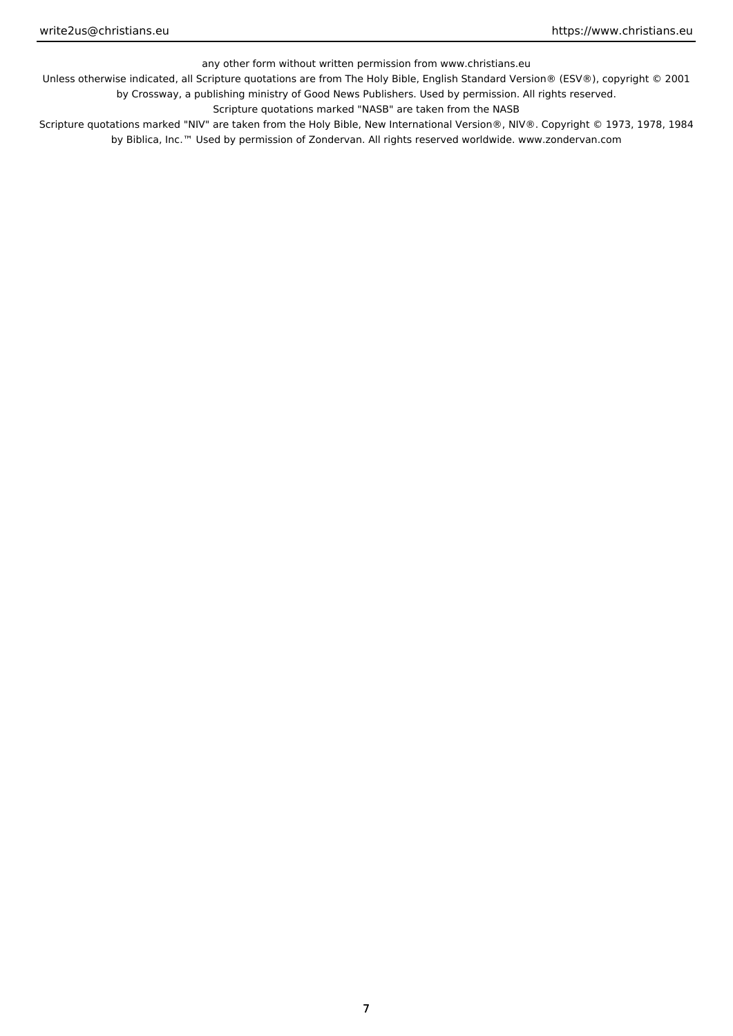any other form without written permission from www.christians.eu

Unless otherwise indicated, all Scripture quotations are from The Holy Bible, English Standard Version® (ESV®), copyright © 2001 by Crossway, a publishing ministry of Good News Publishers. Used by permission. All rights reserved.

Scripture quotations marked "NASB" are taken from the NASB

Scripture quotations marked "NIV" are taken from the Holy Bible, New International Version®, NIV®. Copyright © 1973, 1978, 1984 by Biblica, Inc.™ Used by permission of Zondervan. All rights reserved worldwide. www.zondervan.com